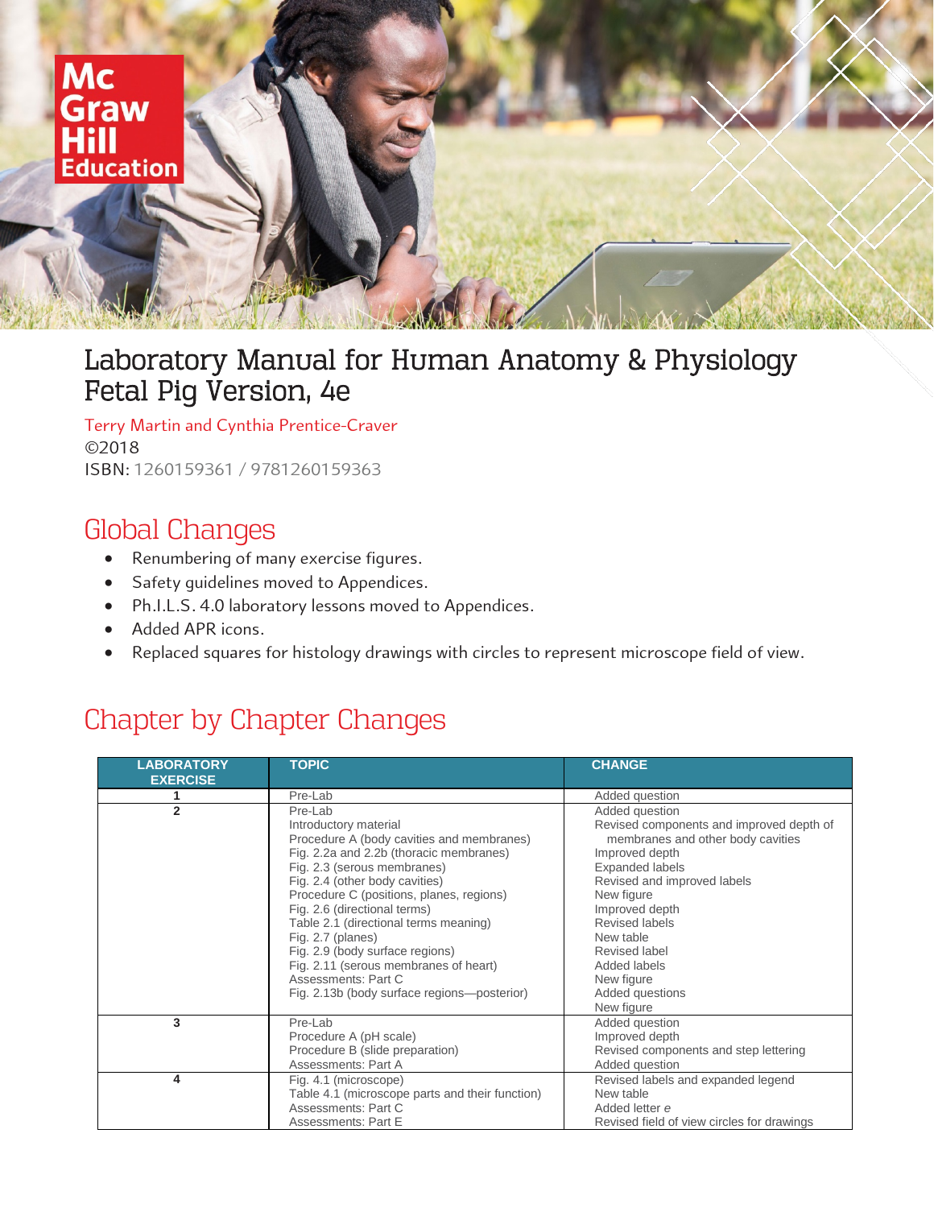# Laboratory Manual for Human Anatomy & Physiology Fetal Pig Version, 4e

Terry Martin and Cynthia Prentice-Craver
©2018
ISBN: 1260159361 / 9781260159363

## Global Changes

- Renumbering of many exercise figures.
- Safety guidelines moved to Appendices.
- Ph.I.L.S. 4.0 laboratory lessons moved to Appendices.
- Added APR icons.
- Replaced squares for histology drawings with circles to represent microscope field of view.

## Chapter by Chapter Changes

| LABORATORY EXERCISE | TOPIC | CHANGE |
|---|---|---|
| 1 | Pre-Lab | Added question |
| 2 | Pre-Lab | Added question |
| | Introductory material | Revised components and improved depth of membranes and other body cavities |
| | Procedure A (body cavities and membranes) | Improved depth |
| | Fig. 2.2a and 2.2b (thoracic membranes) | Expanded labels |
| | Fig. 2.3 (serous membranes) | Revised and improved labels |
| | Fig. 2.4 (other body cavities) | New figure |
| | Procedure C (positions, planes, regions) | Improved depth |
| | Fig. 2.6 (directional terms) | Revised labels |
| | Table 2.1 (directional terms meaning) | New table |
| | Fig. 2.7 (planes) | Revised label |
| | Fig. 2.9 (body surface regions) | Added labels |
| | Fig. 2.11 (serous membranes of heart) | New figure |
| | Assessments: Part C | Added questions |
| | Fig. 2.13b (body surface regions—posterior) | New figure |
| 3 | Pre-Lab | Added question |
| | Procedure A (pH scale) | Improved depth |
| | Procedure B (slide preparation) | Revised components and step lettering |
| | Assessments: Part A | Added question |
| 4 | Fig. 4.1 (microscope) | Revised labels and expanded legend |
| | Table 4.1 (microscope parts and their function) | New table |
| | Assessments: Part C | Added letter *e* |
| | Assessments: Part E | Revised field of view circles for drawings |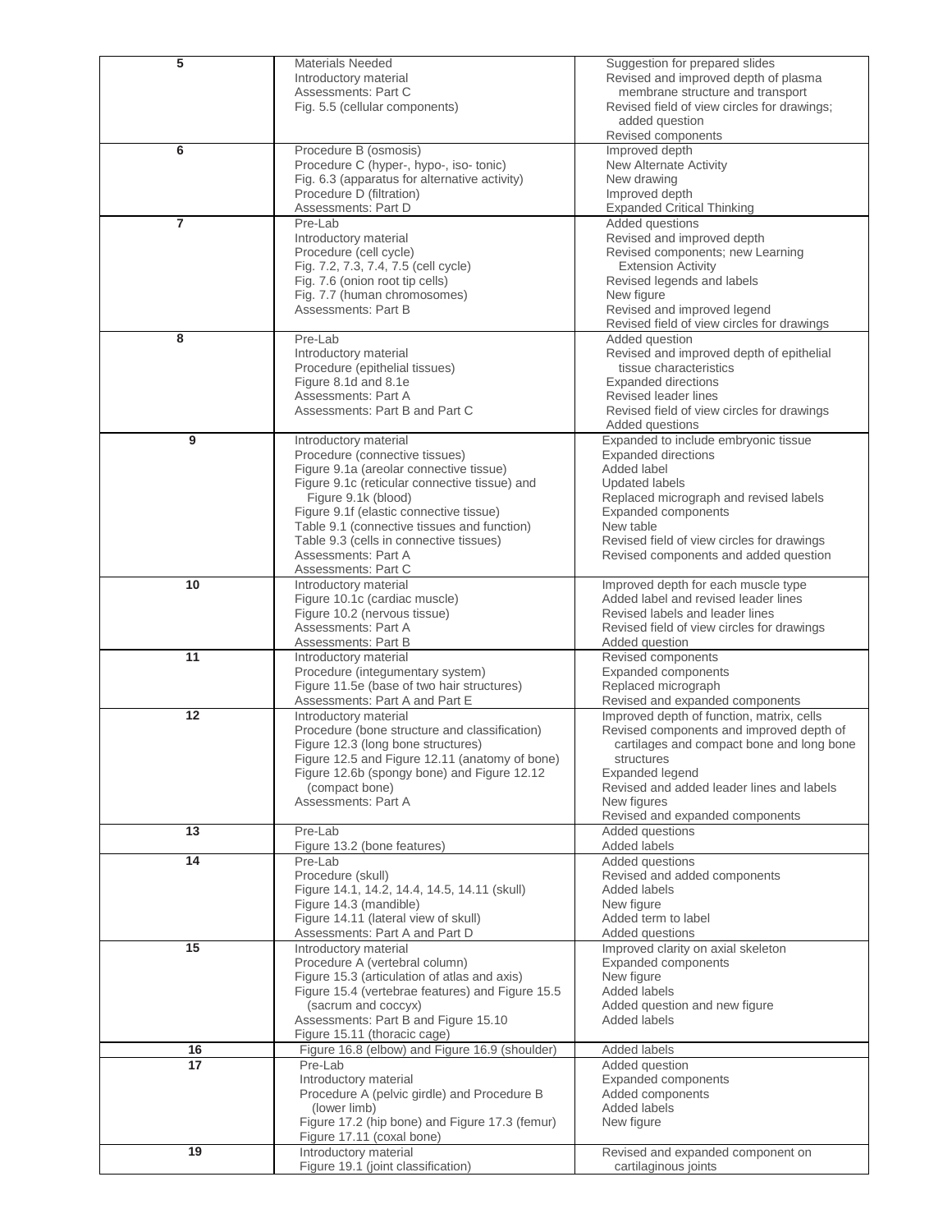| | | |
|---|---|---|
| 5 | Materials Needed<br>Introductory material<br>Assessments: Part C<br>Fig. 5.5 (cellular components) | Suggestion for prepared slides<br>Revised and improved depth of plasma membrane structure and transport<br>Revised field of view circles for drawings; added question<br>Revised components |
| 6 | Procedure B (osmosis)<br>Procedure C (hyper-, hypo-, iso- tonic)<br>Fig. 6.3 (apparatus for alternative activity)<br>Procedure D (filtration)<br>Assessments: Part D | Improved depth<br>New Alternate Activity<br>New drawing<br>Improved depth<br>Expanded Critical Thinking |
| 7 | Pre-Lab<br>Introductory material<br>Procedure (cell cycle)<br>Fig. 7.2, 7.3, 7.4, 7.5 (cell cycle)<br>Fig. 7.6 (onion root tip cells)<br>Fig. 7.7 (human chromosomes)<br>Assessments: Part B | Added questions<br>Revised and improved depth<br>Revised components; new Learning Extension Activity<br>Revised legends and labels<br>New figure<br>Revised and improved legend<br>Revised field of view circles for drawings |
| 8 | Pre-Lab<br>Introductory material<br>Procedure (epithelial tissues)<br>Figure 8.1d and 8.1e<br>Assessments: Part A<br>Assessments: Part B and Part C | Added question<br>Revised and improved depth of epithelial tissue characteristics<br>Expanded directions<br>Revised leader lines<br>Revised field of view circles for drawings<br>Added questions |
| 9 | Introductory material<br>Procedure (connective tissues)<br>Figure 9.1a (areolar connective tissue)<br>Figure 9.1c (reticular connective tissue) and Figure 9.1k (blood)<br>Figure 9.1f (elastic connective tissue)<br>Table 9.1 (connective tissues and function)<br>Table 9.3 (cells in connective tissues)<br>Assessments: Part A<br>Assessments: Part C | Expanded to include embryonic tissue<br>Expanded directions<br>Added label<br>Updated labels<br>Replaced micrograph and revised labels<br>Expanded components<br>New table<br>Revised field of view circles for drawings<br>Revised components and added question |
| 10 | Introductory material<br>Figure 10.1c (cardiac muscle)<br>Figure 10.2 (nervous tissue)<br>Assessments: Part A<br>Assessments: Part B | Improved depth for each muscle type<br>Added label and revised leader lines<br>Revised labels and leader lines<br>Revised field of view circles for drawings<br>Added question |
| 11 | Introductory material<br>Procedure (integumentary system)<br>Figure 11.5e (base of two hair structures)<br>Assessments: Part A and Part E | Revised components<br>Expanded components<br>Replaced micrograph<br>Revised and expanded components |
| 12 | Introductory material<br>Procedure (bone structure and classification)<br>Figure 12.3 (long bone structures)<br>Figure 12.5 and Figure 12.11 (anatomy of bone)<br>Figure 12.6b (spongy bone) and Figure 12.12 (compact bone)<br>Assessments: Part A | Improved depth of function, matrix, cells<br>Revised components and improved depth of cartilages and compact bone and long bone structures<br>Expanded legend<br>Revised and added leader lines and labels<br>New figures<br>Revised and expanded components |
| 13 | Pre-Lab<br>Figure 13.2 (bone features) | Added questions<br>Added labels |
| 14 | Pre-Lab<br>Procedure (skull)<br>Figure 14.1, 14.2, 14.4, 14.5, 14.11 (skull)<br>Figure 14.3 (mandible)<br>Figure 14.11 (lateral view of skull)<br>Assessments: Part A and Part D | Added questions<br>Revised and added components<br>Added labels<br>New figure<br>Added term to label<br>Added questions |
| 15 | Introductory material<br>Procedure A (vertebral column)<br>Figure 15.3 (articulation of atlas and axis)<br>Figure 15.4 (vertebrae features) and Figure 15.5 (sacrum and coccyx)<br>Assessments: Part B and Figure 15.10<br>Figure 15.11 (thoracic cage) | Improved clarity on axial skeleton<br>Expanded components<br>New figure<br>Added labels<br>Added question and new figure<br>Added labels |
| 16 | Figure 16.8 (elbow) and Figure 16.9 (shoulder) | Added labels |
| 17 | Pre-Lab<br>Introductory material<br>Procedure A (pelvic girdle) and Procedure B (lower limb)<br>Figure 17.2 (hip bone) and Figure 17.3 (femur)<br>Figure 17.11 (coxal bone) | Added question<br>Expanded components<br>Added components<br>Added labels<br>New figure |
| 19 | Introductory material<br>Figure 19.1 (joint classification) | Revised and expanded component on cartilaginous joints |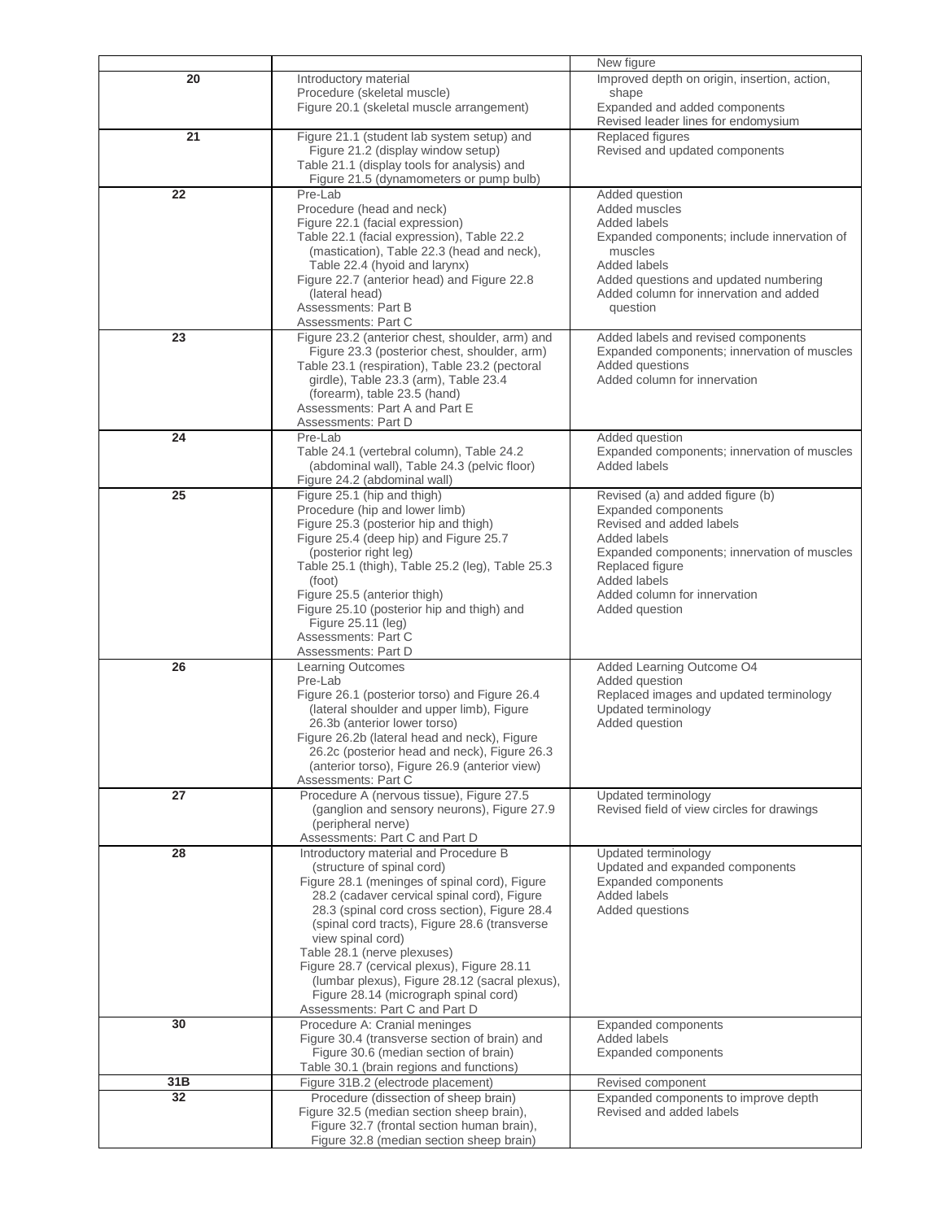| | | |
|---|---|---|
| | | New figure |
| **20** | Introductory material<br>Procedure (skeletal muscle)<br>Figure 20.1 (skeletal muscle arrangement) | Improved depth on origin, insertion, action, shape<br>Expanded and added components<br>Revised leader lines for endomysium |
| **21** | Figure 21.1 (student lab system setup) and Figure 21.2 (display window setup)<br>Table 21.1 (display tools for analysis) and Figure 21.5 (dynamometers or pump bulb) | Replaced figures<br>Revised and updated components |
| **22** | Pre-Lab<br>Procedure (head and neck)<br>Figure 22.1 (facial expression)<br>Table 22.1 (facial expression), Table 22.2 (mastication), Table 22.3 (head and neck), Table 22.4 (hyoid and larynx)<br>Figure 22.7 (anterior head) and Figure 22.8 (lateral head)<br>Assessments: Part B<br>Assessments: Part C | Added question<br>Added muscles<br>Added labels<br>Expanded components; include innervation of muscles<br>Added labels<br>Added questions and updated numbering<br>Added column for innervation and added question |
| **23** | Figure 23.2 (anterior chest, shoulder, arm) and Figure 23.3 (posterior chest, shoulder, arm)<br>Table 23.1 (respiration), Table 23.2 (pectoral girdle), Table 23.3 (arm), Table 23.4 (forearm), table 23.5 (hand)<br>Assessments: Part A and Part E<br>Assessments: Part D | Added labels and revised components<br>Expanded components; innervation of muscles<br>Added questions<br>Added column for innervation |
| **24** | Pre-Lab<br>Table 24.1 (vertebral column), Table 24.2 (abdominal wall), Table 24.3 (pelvic floor)<br>Figure 24.2 (abdominal wall) | Added question<br>Expanded components; innervation of muscles<br>Added labels |
| **25** | Figure 25.1 (hip and thigh)<br>Procedure (hip and lower limb)<br>Figure 25.3 (posterior hip and thigh)<br>Figure 25.4 (deep hip) and Figure 25.7 (posterior right leg)<br>Table 25.1 (thigh), Table 25.2 (leg), Table 25.3 (foot)<br>Figure 25.5 (anterior thigh)<br>Figure 25.10 (posterior hip and thigh) and Figure 25.11 (leg)<br>Assessments: Part C<br>Assessments: Part D | Revised (a) and added figure (b)<br>Expanded components<br>Revised and added labels<br>Added labels<br>Expanded components; innervation of muscles<br>Replaced figure<br>Added labels<br>Added column for innervation<br>Added question |
| **26** | Learning Outcomes<br>Pre-Lab<br>Figure 26.1 (posterior torso) and Figure 26.4 (lateral shoulder and upper limb), Figure 26.3b (anterior lower torso)<br>Figure 26.2b (lateral head and neck), Figure 26.2c (posterior head and neck), Figure 26.3 (anterior torso), Figure 26.9 (anterior view)<br>Assessments: Part C | Added Learning Outcome O4<br>Added question<br>Replaced images and updated terminology<br>Updated terminology<br>Added question |
| **27** | Procedure A (nervous tissue), Figure 27.5 (ganglion and sensory neurons), Figure 27.9 (peripheral nerve)<br>Assessments: Part C and Part D | Updated terminology<br>Revised field of view circles for drawings |
| **28** | Introductory material and Procedure B (structure of spinal cord)<br>Figure 28.1 (meninges of spinal cord), Figure 28.2 (cadaver cervical spinal cord), Figure 28.3 (spinal cord cross section), Figure 28.4 (spinal cord tracts), Figure 28.6 (transverse view spinal cord)<br>Table 28.1 (nerve plexuses)<br>Figure 28.7 (cervical plexus), Figure 28.11 (lumbar plexus), Figure 28.12 (sacral plexus), Figure 28.14 (micrograph spinal cord)<br>Assessments: Part C and Part D | Updated terminology<br>Updated and expanded components<br>Expanded components<br>Added labels<br>Added questions |
| **30** | Procedure A: Cranial meninges<br>Figure 30.4 (transverse section of brain) and Figure 30.6 (median section of brain)<br>Table 30.1 (brain regions and functions) | Expanded components<br>Added labels<br>Expanded components |
| **31B** | Figure 31B.2 (electrode placement) | Revised component |
| **32** | Procedure (dissection of sheep brain)<br>Figure 32.5 (median section sheep brain), Figure 32.7 (frontal section human brain), Figure 32.8 (median section sheep brain) | Expanded components to improve depth<br>Revised and added labels |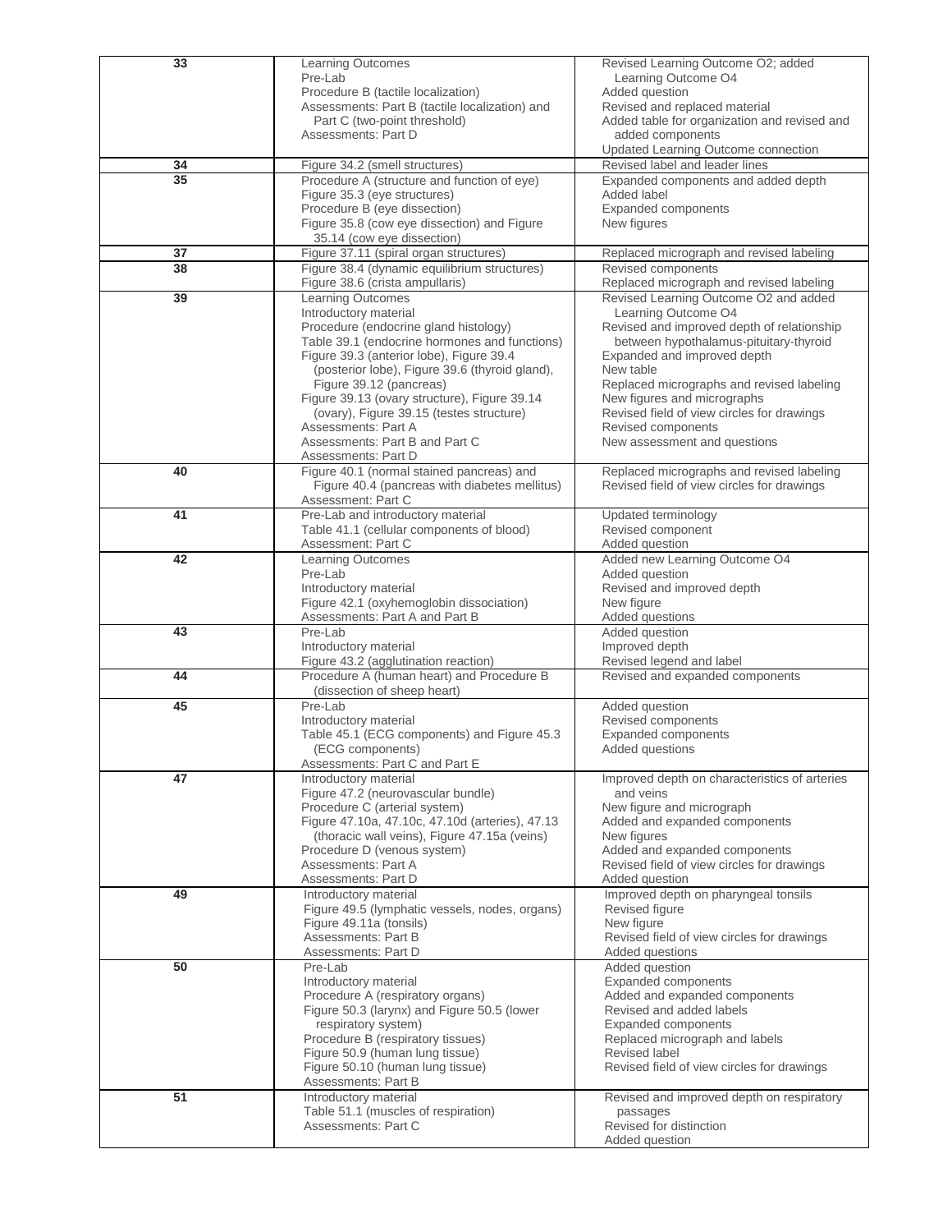| | | |
|---|---|---|
| **33** | Learning Outcomes<br>Pre-Lab<br>Procedure B (tactile localization)<br>Assessments: Part B (tactile localization) and Part C (two-point threshold)<br>Assessments: Part D | Revised Learning Outcome O2; added Learning Outcome O4<br>Added question<br>Revised and replaced material<br>Added table for organization and revised and added components<br>Updated Learning Outcome connection |
| **34** | Figure 34.2 (smell structures) | Revised label and leader lines |
| **35** | Procedure A (structure and function of eye)<br>Figure 35.3 (eye structures)<br>Procedure B (eye dissection)<br>Figure 35.8 (cow eye dissection) and Figure 35.14 (cow eye dissection) | Expanded components and added depth<br>Added label<br>Expanded components<br>New figures |
| **37** | Figure 37.11 (spiral organ structures) | Replaced micrograph and revised labeling |
| **38** | Figure 38.4 (dynamic equilibrium structures)<br>Figure 38.6 (crista ampullaris) | Revised components<br>Replaced micrograph and revised labeling |
| **39** | Learning Outcomes<br>Introductory material<br>Procedure (endocrine gland histology)<br>Table 39.1 (endocrine hormones and functions)<br>Figure 39.3 (anterior lobe), Figure 39.4 (posterior lobe), Figure 39.6 (thyroid gland), Figure 39.12 (pancreas)<br>Figure 39.13 (ovary structure), Figure 39.14 (ovary), Figure 39.15 (testes structure)<br>Assessments: Part A<br>Assessments: Part B and Part C<br>Assessments: Part D | Revised Learning Outcome O2 and added Learning Outcome O4<br>Revised and improved depth of relationship between hypothalamus-pituitary-thyroid<br>Expanded and improved depth<br>New table<br>Replaced micrographs and revised labeling<br>New figures and micrographs<br>Revised field of view circles for drawings<br>Revised components<br>New assessment and questions |
| **40** | Figure 40.1 (normal stained pancreas) and Figure 40.4 (pancreas with diabetes mellitus)<br>Assessment: Part C | Replaced micrographs and revised labeling<br>Revised field of view circles for drawings |
| **41** | Pre-Lab and introductory material<br>Table 41.1 (cellular components of blood)<br>Assessment: Part C | Updated terminology<br>Revised component<br>Added question |
| **42** | Learning Outcomes<br>Pre-Lab<br>Introductory material<br>Figure 42.1 (oxyhemoglobin dissociation)<br>Assessments: Part A and Part B | Added new Learning Outcome O4<br>Added question<br>Revised and improved depth<br>New figure<br>Added questions |
| **43** | Pre-Lab<br>Introductory material<br>Figure 43.2 (agglutination reaction) | Added question<br>Improved depth<br>Revised legend and label |
| **44** | Procedure A (human heart) and Procedure B (dissection of sheep heart) | Revised and expanded components |
| **45** | Pre-Lab<br>Introductory material<br>Table 45.1 (ECG components) and Figure 45.3 (ECG components)<br>Assessments: Part C and Part E | Added question<br>Revised components<br>Expanded components<br>Added questions |
| **47** | Introductory material<br>Figure 47.2 (neurovascular bundle)<br>Procedure C (arterial system)<br>Figure 47.10a, 47.10c, 47.10d (arteries), 47.13 (thoracic wall veins), Figure 47.15a (veins)<br>Procedure D (venous system)<br>Assessments: Part A<br>Assessments: Part D | Improved depth on characteristics of arteries and veins<br>New figure and micrograph<br>Added and expanded components<br>New figures<br>Added and expanded components<br>Revised field of view circles for drawings<br>Added question |
| **49** | Introductory material<br>Figure 49.5 (lymphatic vessels, nodes, organs)<br>Figure 49.11a (tonsils)<br>Assessments: Part B<br>Assessments: Part D | Improved depth on pharyngeal tonsils<br>Revised figure<br>New figure<br>Revised field of view circles for drawings<br>Added questions |
| **50** | Pre-Lab<br>Introductory material<br>Procedure A (respiratory organs)<br>Figure 50.3 (larynx) and Figure 50.5 (lower respiratory system)<br>Procedure B (respiratory tissues)<br>Figure 50.9 (human lung tissue)<br>Figure 50.10 (human lung tissue)<br>Assessments: Part B | Added question<br>Expanded components<br>Added and expanded components<br>Revised and added labels<br>Expanded components<br>Replaced micrograph and labels<br>Revised label<br>Revised field of view circles for drawings |
| **51** | Introductory material<br>Table 51.1 (muscles of respiration)<br>Assessments: Part C | Revised and improved depth on respiratory passages<br>Revised for distinction<br>Added question |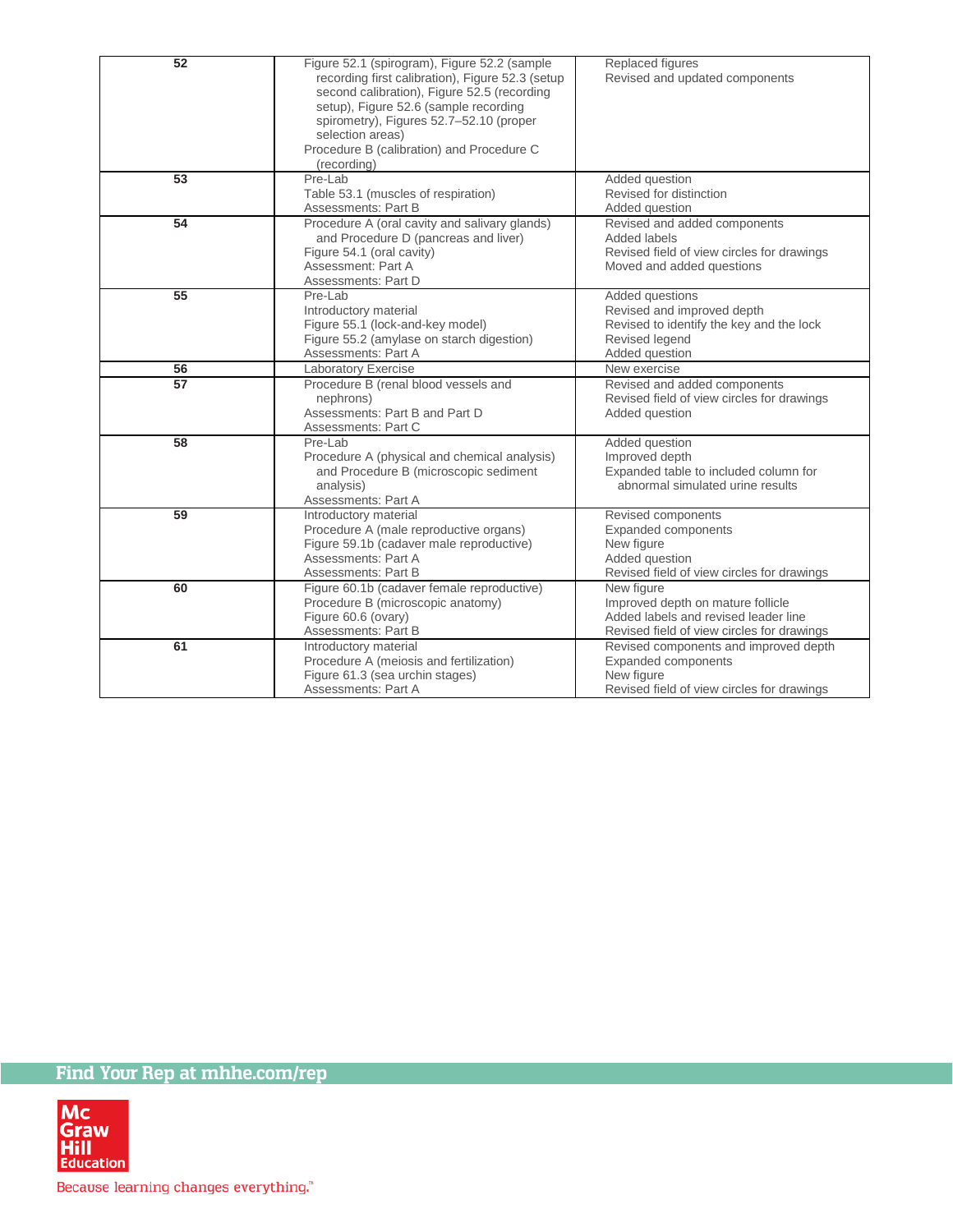| | | |
|---|---|---|
| **52** | Figure 52.1 (spirogram), Figure 52.2 (sample recording first calibration), Figure 52.3 (setup second calibration), Figure 52.5 (recording setup), Figure 52.6 (sample recording spirometry), Figures 52.7–52.10 (proper selection areas)<br>Procedure B (calibration) and Procedure C (recording) | Replaced figures<br>Revised and updated components |
| **53** | Pre-Lab<br>Table 53.1 (muscles of respiration)<br>Assessments: Part B | Added question<br>Revised for distinction<br>Added question |
| **54** | Procedure A (oral cavity and salivary glands) and Procedure D (pancreas and liver)<br>Figure 54.1 (oral cavity)<br>Assessment: Part A<br>Assessments: Part D | Revised and added components<br>Added labels<br>Revised field of view circles for drawings<br>Moved and added questions |
| **55** | Pre-Lab<br>Introductory material<br>Figure 55.1 (lock-and-key model)<br>Figure 55.2 (amylase on starch digestion)<br>Assessments: Part A | Added questions<br>Revised and improved depth<br>Revised to identify the key and the lock<br>Revised legend<br>Added question |
| **56** | Laboratory Exercise | New exercise |
| **57** | Procedure B (renal blood vessels and nephrons)<br>Assessments: Part B and Part D<br>Assessments: Part C | Revised and added components<br>Revised field of view circles for drawings<br>Added question |
| **58** | Pre-Lab<br>Procedure A (physical and chemical analysis) and Procedure B (microscopic sediment analysis)<br>Assessments: Part A | Added question<br>Improved depth<br>Expanded table to included column for abnormal simulated urine results |
| **59** | Introductory material<br>Procedure A (male reproductive organs)<br>Figure 59.1b (cadaver male reproductive)<br>Assessments: Part A<br>Assessments: Part B | Revised components<br>Expanded components<br>New figure<br>Added question<br>Revised field of view circles for drawings |
| **60** | Figure 60.1b (cadaver female reproductive)<br>Procedure B (microscopic anatomy)<br>Figure 60.6 (ovary)<br>Assessments: Part B | New figure<br>Improved depth on mature follicle<br>Added labels and revised leader line<br>Revised field of view circles for drawings |
| **61** | Introductory material<br>Procedure A (meiosis and fertilization)<br>Figure 61.3 (sea urchin stages)<br>Assessments: Part A | Revised components and improved depth<br>Expanded components<br>New figure<br>Revised field of view circles for drawings |

**Find Your Rep at mhhe.com/rep**

Mc Graw Hill Education

Because learning changes everything.™